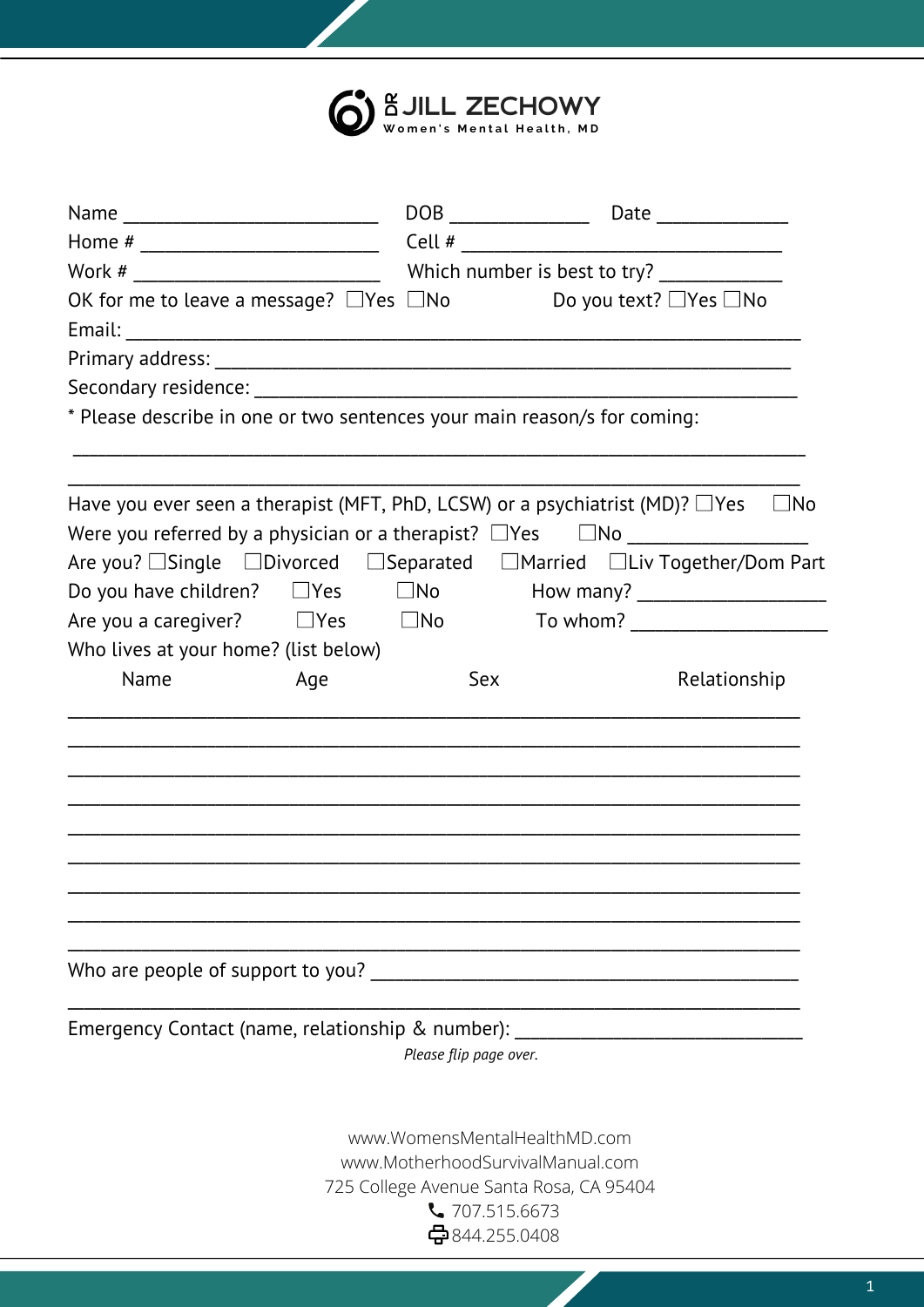# DR JILL ZECHOWY

Women's Mental Health, MD

Name ___________________________ DOB ______________ Date ______________

Home # _________________________ Cell # ________________________________

Work # _________________________ Which number is best to try? ____________

OK for me to leave a message? ☐Yes ☐No Do you text? ☐Yes ☐No

Email: ____________________________________________________________

Primary address: ____________________________________________________

Secondary residence: _________________________________________________

* Please describe in one or two sentences your main reason/s for coming:

______________________________________________________________________

______________________________________________________________________

Have you ever seen a therapist (MFT, PhD, LCSW) or a psychiatrist (MD)? ☐Yes ☐No

Were you referred by a physician or a therapist? ☐Yes ☐No ________________

Are you? ☐Single ☐Divorced ☐Separated ☐Married ☐Liv Together/Dom Part

Do you have children? ☐Yes ☐No How many? ___________________

Are you a caregiver? ☐Yes ☐No To whom? ____________________

Who lives at your home? (list below)

| Name | Age | Sex | Relationship |
|---|---|---|---|
| | | | |
| | | | |
| | | | |
| | | | |
| | | | |
| | | | |
| | | | |
| | | | |
| | | | |

Who are people of support to you? ____________________________________________

______________________________________________________________________

Emergency Contact (name, relationship & number): ____________________________

*Please flip page over.*

www.WomensMentalHealthMD.com

www.MotherhoodSurvivalManual.com

725 College Avenue Santa Rosa, CA 95404

707.515.6673

844.255.0408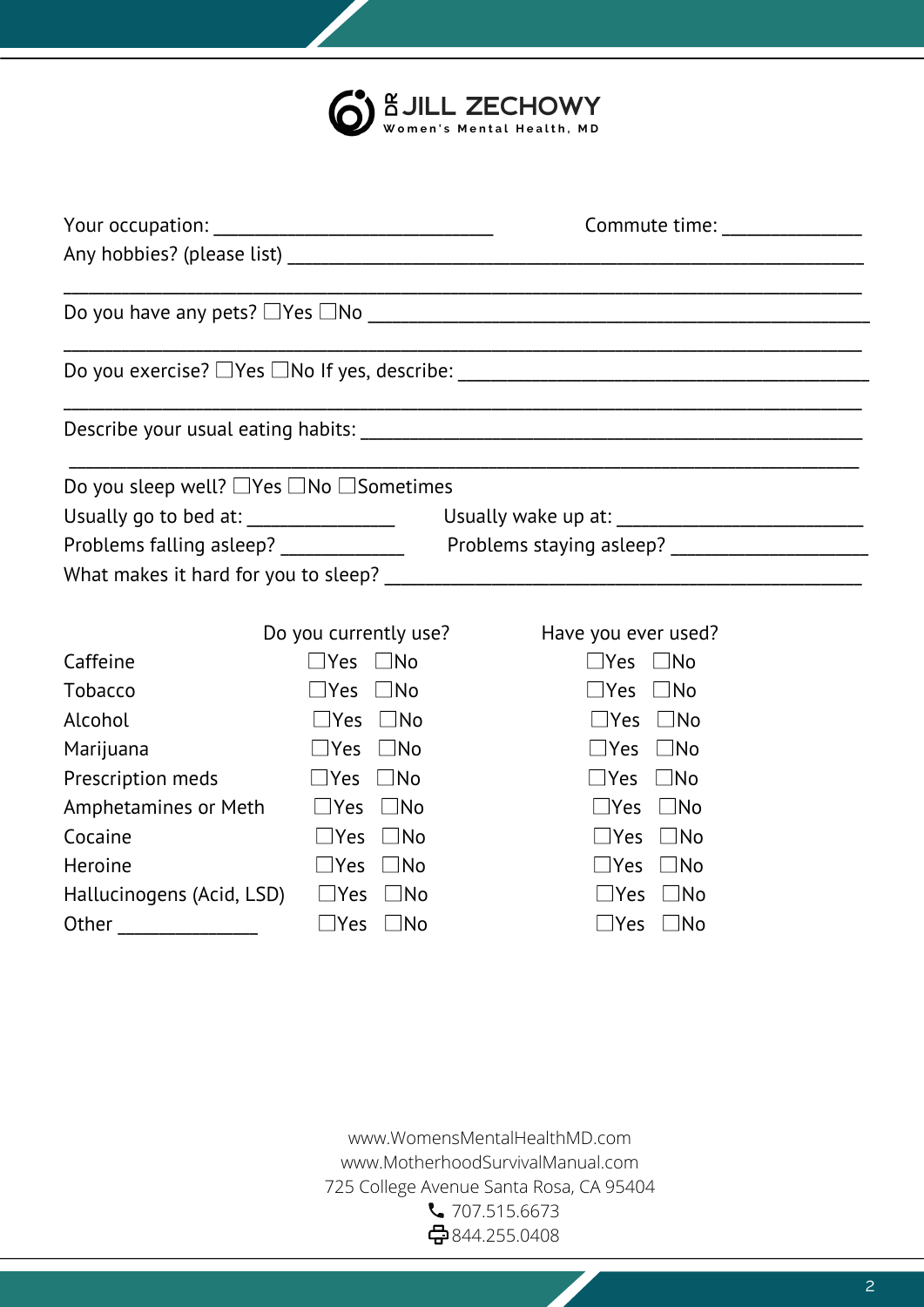**DR JILL ZECHOWY**
Women's Mental Health, MD

Your occupation: ______________________________ Commute time: _______________

Any hobbies? (please list) ____________________________________________________________

________________________________________________________________________________

Do you have any pets? ☐Yes ☐No ______________________________________________________

________________________________________________________________________________

Do you exercise? ☐Yes ☐No If yes, describe: ____________________________________________

________________________________________________________________________________

Describe your usual eating habits: _____________________________________________________

________________________________________________________________________________

Do you sleep well? ☐Yes ☐No ☐Sometimes

Usually go to bed at: ________________ Usually wake up at: __________________________

Problems falling asleep? _____________ Problems staying asleep? ____________________

What makes it hard for you to sleep? __________________________________________________

| | Do you currently use? | Have you ever used? |
|---|---|---|
| Caffeine | ☐Yes ☐No | ☐Yes ☐No |
| Tobacco | ☐Yes ☐No | ☐Yes ☐No |
| Alcohol | ☐Yes ☐No | ☐Yes ☐No |
| Marijuana | ☐Yes ☐No | ☐Yes ☐No |
| Prescription meds | ☐Yes ☐No | ☐Yes ☐No |
| Amphetamines or Meth | ☐Yes ☐No | ☐Yes ☐No |
| Cocaine | ☐Yes ☐No | ☐Yes ☐No |
| Heroine | ☐Yes ☐No | ☐Yes ☐No |
| Hallucinogens (Acid, LSD) | ☐Yes ☐No | ☐Yes ☐No |
| Other ______________ | ☐Yes ☐No | ☐Yes ☐No |

www.WomensMentalHealthMD.com
www.MotherhoodSurvivalManual.com
725 College Avenue Santa Rosa, CA 95404
707.515.6673
844.255.0408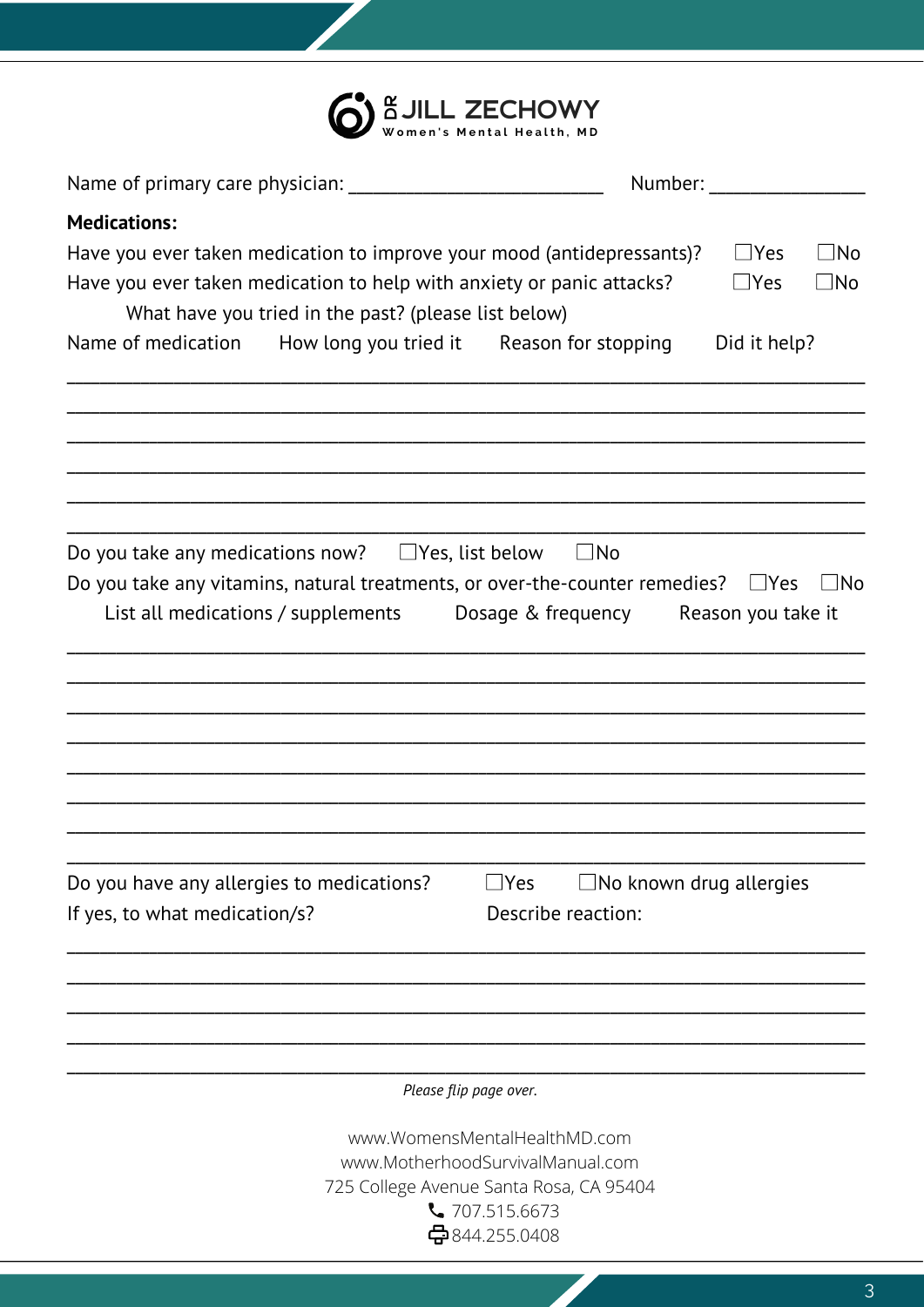DR JILL ZECHOWY
Women's Mental Health, MD

Name of primary care physician: ___________________________ Number: ________________

**Medications:**

Have you ever taken medication to improve your mood (antidepressants)? ☐Yes ☐No

Have you ever taken medication to help with anxiety or panic attacks? ☐Yes ☐No

What have you tried in the past? (please list below)

| Name of medication | How long you tried it | Reason for stopping | Did it help? |
| --- | --- | --- | --- |
| | | | |
| | | | |
| | | | |
| | | | |
| | | | |
| | | | |

Do you take any medications now? ☐Yes, list below ☐No

Do you take any vitamins, natural treatments, or over-the-counter remedies? ☐Yes ☐No

| List all medications / supplements | Dosage & frequency | Reason you take it |
| --- | --- | --- |
| | | |
| | | |
| | | |
| | | |
| | | |
| | | |
| | | |
| | | |

Do you have any allergies to medications? ☐Yes ☐No known drug allergies

| If yes, to what medication/s? | Describe reaction: |
| --- | --- |
| | |
| | |
| | |
| | |
| | |

*Please flip page over.*

www.WomensMentalHealthMD.com
www.MotherhoodSurvivalManual.com
725 College Avenue Santa Rosa, CA 95404
707.515.6673
844.255.0408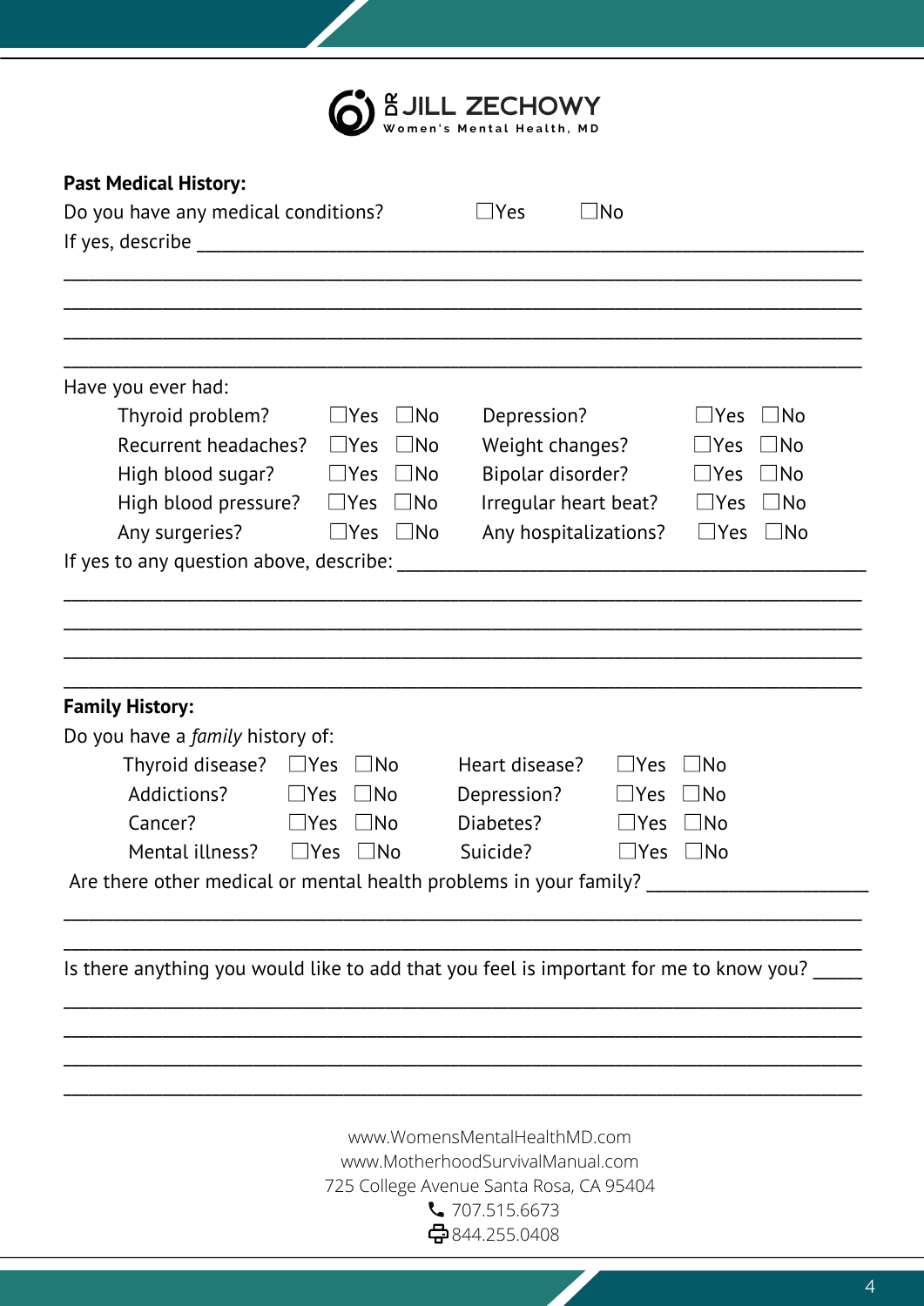DR JILL ZECHOWY

Women's Mental Health, MD

**Past Medical History:**

Do you have any medical conditions? ☐Yes ☐No

If yes, describe ____________________________________________________________

________________________________________________________________________

________________________________________________________________________

________________________________________________________________________

________________________________________________________________________

Have you ever had:

| | | | | | |
|---|---|---|---|---|---|
| Thyroid problem? | ☐Yes | ☐No | Depression? | ☐Yes | ☐No |
| Recurrent headaches? | ☐Yes | ☐No | Weight changes? | ☐Yes | ☐No |
| High blood sugar? | ☐Yes | ☐No | Bipolar disorder? | ☐Yes | ☐No |
| High blood pressure? | ☐Yes | ☐No | Irregular heart beat? | ☐Yes | ☐No |
| Any surgeries? | ☐Yes | ☐No | Any hospitalizations? | ☐Yes | ☐No |

If yes to any question above, describe: ______________________________________

________________________________________________________________________

________________________________________________________________________

________________________________________________________________________

________________________________________________________________________

**Family History:**

Do you have a *family* history of:

| | | | | | |
|---|---|---|---|---|---|
| Thyroid disease? | ☐Yes | ☐No | Heart disease? | ☐Yes | ☐No |
| Addictions? | ☐Yes | ☐No | Depression? | ☐Yes | ☐No |
| Cancer? | ☐Yes | ☐No | Diabetes? | ☐Yes | ☐No |
| Mental illness? | ☐Yes | ☐No | Suicide? | ☐Yes | ☐No |

Are there other medical or mental health problems in your family? __________________

________________________________________________________________________

________________________________________________________________________

Is there anything you would like to add that you feel is important for me to know you? _____

________________________________________________________________________

________________________________________________________________________

________________________________________________________________________

________________________________________________________________________

www.WomensMentalHealthMD.com

www.MotherhoodSurvivalManual.com

725 College Avenue Santa Rosa, CA 95404

707.515.6673

844.255.0408